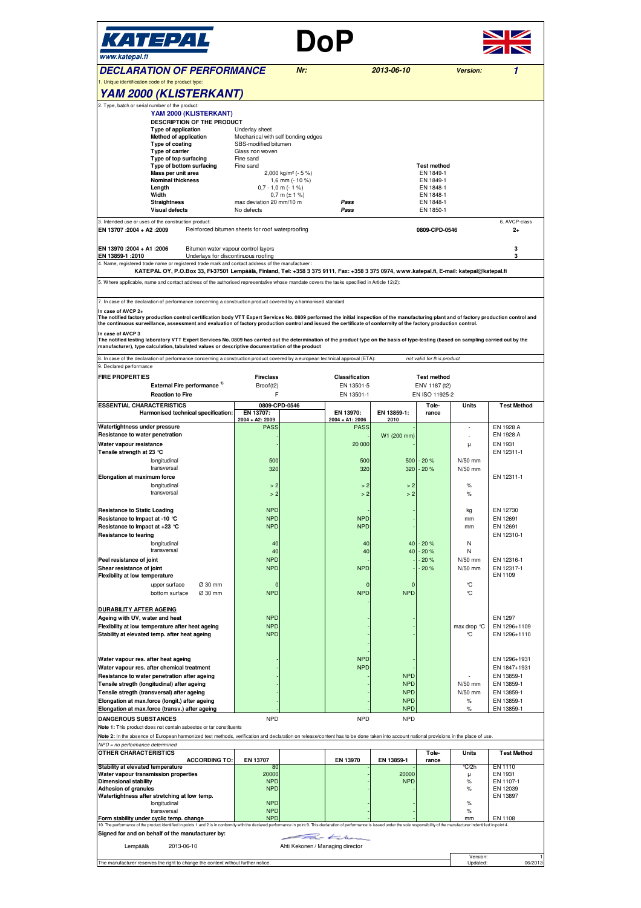**KATEPAL**
www.katepal.fi

# DoP

## DECLARATION OF PERFORMANCE

Nr: 2013-06-10 Version: 1

1. Unique identification code of the product type:

## YAM 2000 (KLISTERKANT)

2. Type, batch or serial number of the product:

**YAM 2000 (KLISTERKANT)**

**DESCRIPTION OF THE PRODUCT**

| | | | Test method |
|---|---|---|---|
| **Type of application** | Underlay sheet | | |
| **Method of application** | Mechanical with self bonding edges | | |
| **Type of coating** | SBS-modified bitumen | | |
| **Type of carrier** | Glass non woven | | |
| **Type of top surfacing** | Fine sand | | |
| **Type of bottom surfacing** | Fine sand | | |
| **Mass per unit area** | 2,000 kg/m² (- 5 %) | | EN 1849-1 |
| **Nominal thickness** | 1,6 mm (- 10 %) | | EN 1849-1 |
| **Length** | 0,7 - 1,0 m (- 1 %) | | EN 1848-1 |
| **Width** | 0,7 m (± 1 %) | | EN 1848-1 |
| **Straightness** | max deviation 20 mm/10 m | Pass | EN 1848-1 |
| **Visual defects** | No defects | Pass | EN 1850-1 |

3. Intended use or uses of the construction product:

| | | | 6. AVCP-class |
|---|---|---|---|
| **EN 13707 :2004 + A2 :2009** | Reinforced bitumen sheets for roof waterproofing | 0809-CPD-0546 | 2+ |
| **EN 13970 :2004 + A1 :2006** | Bitumen water vapour control layers | | 3 |
| **EN 13859-1 :2010** | Underlays for discontinuous roofing | | 3 |

4. Name, registered trade name or registered trade mark and contact address of the manufacturer :

**KATEPAL OY, P.O.Box 33, FI-37501 Lempäälä, Finland, Tel: +358 3 375 9111, Fax: +358 3 375 0974, www.katepal.fi, E-mail: katepal@katepal.fi**

5. Where applicable, name and contact address of the authorised representative whose mandate covers the tasks specified in Article 12(2):

7. In case of the declaration of performance concerning a construction product covered by a harmonised standard

**In case of AVCP 2+**
**The notified factory production control certification body VTT Expert Services No. 0809 performed the initial inspection of the manufacturing plant and of factory production control and the continuous surveillance, assessment and evaluation of factory production control and issued the certificate of conformity of the factory production control.**

**In case of AVCP 3**
**The notified testing laboratory VTT Expert Services No. 0809 has carried out the determination of the product type on the basis of type-testing (based on sampling carried out by the manufacturer), type calculation, tabulated values or descriptive documentation of the product**

8. In case of the declaration of performance concerning a construction product covered by a european technical approval (ETA): *not valid for this product*

9. Declared performance

| **FIRE PROPERTIES** | **Fireclass** | **Classification** | **Test method** |
|---|---|---|---|
| **External Fire performance** [1] | Broof(t2) | EN 13501-5 | ENV 1187 (t2) |
| **Reaction to Fire** | F | EN 13501-1 | EN ISO 11925-2 |

| **ESSENTIAL CHARACTERISTICS** | 0809-CPD-0546 | | | | | | |
|---|---|---|---|---|---|---|---|
| **Harmonised technical specification:** | **EN 13707: 2004 + A2: 2009** | **EN 13970: 2004 + A1: 2006** | **EN 13859-1: 2010** | **Tole-rance** | **Units** | **Test Method** |
| **Watertightness under pressure** | PASS | PASS | - | | - | EN 1928 A |
| **Resistance to water penetration** | - | - | W1 (200 mm) | | - | EN 1928 A |
| **Water vapour resistance** | - | 20 000 | - | | μ | EN 1931 |
| **Tensile strength at 23 °C** | | | | | | EN 12311-1 |
| longitudinal | 500 | 500 | 500 | - 20 % | N/50 mm | |
| transversal | 320 | 320 | 320 | - 20 % | N/50 mm | |
| **Elongation at maximum force** | | | | | | EN 12311-1 |
| longitudinal | > 2 | > 2 | > 2 | | % | |
| transversal | > 2 | > 2 | > 2 | | % | |
| **Resistance to Static Loading** | NPD | - | - | | kg | EN 12730 |
| **Resistance to Impact at -10 °C** | NPD | NPD | - | | mm | EN 12691 |
| **Resistance to Impact at +23 °C** | NPD | NPD | - | | mm | EN 12691 |
| **Resistance to tearing** | | | | | | EN 12310-1 |
| longitudinal | 40 | 40 | 40 | - 20 % | N | |
| transversal | 40 | 40 | 40 | - 20 % | N | |
| **Peel resistance of joint** | NPD | - | - | - 20 % | N/50 mm | EN 12316-1 |
| **Shear resistance of joint** | NPD | NPD | - | - 20 % | N/50 mm | EN 12317-1 |
| **Flexibility at low temperature** | | | | | | EN 1109 |
| upper surface Ø 30 mm | 0 | 0 | 0 | | °C | |
| bottom surface Ø 30 mm | NPD | NPD | NPD | | °C | |
| **DURABILITY AFTER AGEING** | | | | | | |
| **Ageing with UV, water and heat** | NPD | - | - | | | EN 1297 |
| **Flexibility at low temperature after heat ageing** | NPD | - | - | | max drop °C | EN 1296+1109 |
| **Stability at elevated temp. after heat ageing** | NPD | - | - | | °C | EN 1296+1110 |
| **Water vapour res. after heat ageing** | - | NPD | - | | | EN 1296+1931 |
| **Water vapour res. after chemical treatment** | - | NPD | - | | | EN 1847+1931 |
| **Resistance to water penetration after ageing** | - | - | NPD | | - | EN 13859-1 |
| **Tensile stregth (longitudinal) after ageing** | - | - | NPD | | N/50 mm | EN 13859-1 |
| **Tensile stregth (transversal) after ageing** | - | - | NPD | | N/50 mm | EN 13859-1 |
| **Elongation at max.force (longit.) after ageing** | - | - | NPD | | % | EN 13859-1 |
| **Elongation at max.force (transv.) after ageing** | - | - | NPD | | % | EN 13859-1 |
| **DANGEROUS SUBSTANCES** | NPD | NPD | NPD | | | |

**Note 1:** This product does not contain asbestos or tar constituents

**Note 2:** In the absence of European harmonized test methods, verification and declaration on release/content has to be done taken into account national provisions in the place of use.

*NPD = no performance determined*

| **OTHER CHARACTERISTICS** ACCORDING TO: | **EN 13707** | **EN 13970** | **EN 13859-1** | **Tole-rance** | **Units** | **Test Method** |
|---|---|---|---|---|---|---|
| **Stability at elevated temperature** | 80 | - | - | | °C/2h | EN 1110 |
| **Water vapour transmission properties** | 20000 | - | 20000 | | μ | EN 1931 |
| **Dimensional stability** | NPD | - | NPD | | % | EN 1107-1 |
| **Adhesion of granules** | NPD | - | - | | % | EN 12039 |
| **Watertightness after stretching at low temp.** | | | | | | EN 13897 |
| longitudinal | NPD | - | - | | % | |
| transversal | NPD | - | - | | % | |
| **Form stability under cyclic temp. change** | NPD | - | - | | mm | EN 1108 |

10. The performance of the product identified in points 1 and 2 is in conformity with the declared performance in point 9. This declaration of performance is issued under the sole responsibility of the manufacturer indentified in point 4.

**Signed for and on behalf of the manufacturer by:**

Lempäälä 2013-06-10 Ahti Kekonen / Managing director

The manufacturer reserves the right to change the content without further notice.

Version: 1
Updated: 06/2013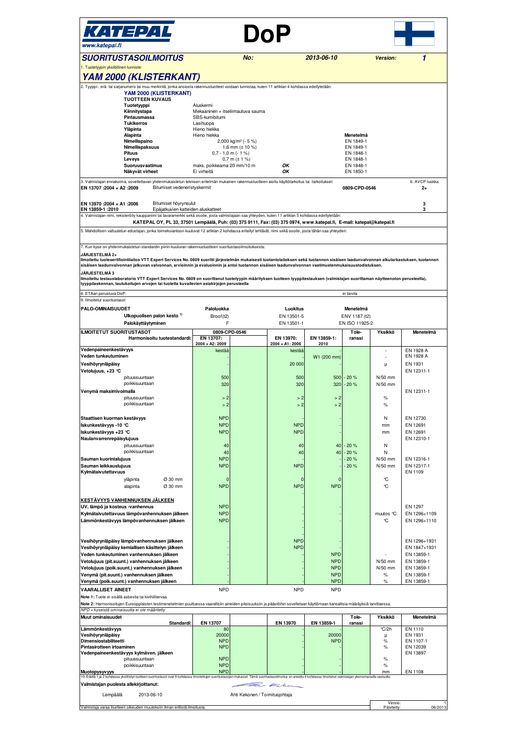# KATEPAL

www.katepal.fi

# DoP

## SUORITUSTASOILMOITUS

**No:** 2013-06-10 **Version:** 1

1. Tuotetyypin yksilöllinen tunniste:

## YAM 2000 (KLISTERKANT)

2. Tyyppi-, erä- tai sarjanumero tai muu merkintä, jonka ansiosta rakennustuotteet voidaan tunnistaa, kuten 11 artiklan 4 kohdassa edellytetään:

**YAM 2000 (KLISTERKANT)**

**TUOTTEEN KUVAUS**

| | | | Menetelmä |
|---|---|---|---|
| **Tuotetyyppi** | Aluskermi | | |
| **Kiinnitystapa** | Mekaaninen + itseliimautuva sauma | | |
| **Pintausmassa** | SBS-kumibitumi | | |
| **Tukikerros** | Lasihuopa | | |
| **Yläpinta** | Hieno hiekka | | |
| **Alapinta** | Hieno hiekka | | |
| **Nimellispaino** | 2,000 kg/m² (- 5 %) | | EN 1849-1 |
| **Nimellispaksuus** | 1,6 mm (± 10 %) | | EN 1849-1 |
| **Pituus** | 0,7 - 1,0 m (- 1 %) | | EN 1848-1 |
| **Leveys** | 0,7 m (± 1 %) | | EN 1848-1 |
| **Suoruusvaatimus** | maks. poikkeama 20 mm/10 m | OK | EN 1848-1 |
| **Näkyvät virheet** | Ei virheitä | OK | EN 1850-1 |

3. Valmistajan ennakoima, sovellettavan yhdenmukaistetun teknisen eritelmän mukainen rakennustuotteen aiottu käyttötarkoitus tai -tarkoitukset:

| | | | 6. AVCP-luokka |
|---|---|---|---|
| **EN 13707 :2004 + A2 :2009** | Bitumiset vedeneristyskermit | 0809-CPD-0546 | 2+ |
| **EN 13970 :2004 + A1 :2006** | Bitumiset höyrynsulut | | 3 |
| **EN 13859-1 :2010** | Epäjatkuvien katteiden aluskatteet | | 3 |

4. Valmistajan nimi, rekisteröity kauppanimi tai tavaramerkki sekä osoite, josta valmistajaan saa yhteyden, kuten 11 artiklan 5 kohdassa edellytetään:

**KATEPAL OY, PL 33, 37501 Lempäälä, Puh: (03) 375 9111, Fax: (03) 375 0974, www.katepal.fi, E-mail: katepal@katepal.fi**

5. Mahdollisen valtuutetun edustajan, jonka toimeksiantoon kuuluvat 12 artiklan 2 kohdassa eritellyt tehtävät, nimi sekä osoite, josta tähän saa yhteyden:

7. Kun kyse on yhdenmukaistetun standardin piiriin kuuluvan rakennustuotteen suoritustasoilmoituksesta:

**JÄRJESTELMÄ 2+**
**Ilmoitettu tuotesertifiointilaitos VTT Expert Services No. 0809 suoritti järjestelmän mukaisesti tuotantolaitoksen sekä tuotannon sisäisen laadunvalvonnan alkutarkastuksen, tuotannon sisäisen laadunvalvonnan jatkuvan valvonnan, arvioinnin ja evaluoinnin ja antoi tuotannon sisäisen laadunvalvonnan vaatimustenmukaisuustodistuksen.**

**JÄRJESTELMÄ 3**
**Ilmoitettu testauslaboratorio VTT Expert Services No. 0809 on suorittanut tuotetyypin määrityksen tuotteen tyyppitestauksen (valmistajan suorittaman näytteenoton perusteella), tyyppilaskennan, taulukoitujen arvojen tai tuotetta kuvailevien asiakirjojen perusteella**

8. ETAan perustuva DoP: ei tarvita

9. Ilmoitetut suoritustasot

| PALO-OMINAISUUDET | Paloluokka | Luokitus | Menetelmä |
|---|---|---|---|
| Ulkopuolisen palon kesto [1] | Broof(t2) | EN 13501-5 | ENV 1187 (t2) |
| Palokäyttäytyminen | F | EN 13501-1 | EN ISO 11925-2 |

| ILMOITETUT SUORITUSTASOT | 0809-CPD-0546 | | | | | | |
|---|---|---|---|---|---|---|---|
| Harmonisoitu tuotestandardi: | EN 13707: 2004 + A2: 2009 | EN 13970: 2004 + A1: 2006 | EN 13859-1: 2010 | Toleranssi | Yksikkö | Menetelmä |
| **Vedenpaineenkestävyys** | kestää | kestää | - | | - | EN 1928 A |
| **Veden tunkeutuminen** | - | - | W1 (200 mm) | | - | EN 1928 A |
| **Vesihöyrynläpäisy** | - | 20 000 | - | | μ | EN 1931 |
| **Vetolujuus, +23 °C** | | | | | | EN 12311-1 |
| pituussuuntaan | 500 | 500 | 500 | - 20 % | N/50 mm | |
| poikkisuuntaan | 320 | 320 | 320 | - 20 % | N/50 mm | |
| **Venymä maksimivoimalla** | | | | | | EN 12311-1 |
| pituussuuntaan | > 2 | > 2 | > 2 | | % | |
| poikkisuuntaan | > 2 | > 2 | > 2 | | % | |
| **Staattisen kuorman kestävyys** | NPD | - | - | | N | EN 12730 |
| **Iskunkestävyys -10 °C** | NPD | NPD | - | | mm | EN 12691 |
| **Iskunkestävyys +23 °C** | NPD | NPD | - | | mm | EN 12691 |
| **Naulanvarrenrepäisylujuus** | | | | | | EN 12310-1 |
| pituussuuntaan | 40 | 40 | 40 | - 20 % | N | |
| poikkisuuntaan | 40 | 40 | 40 | - 20 % | N | |
| **Sauman kuorintalujuus** | NPD | - | - | - 20 % | N/50 mm | EN 12316-1 |
| **Sauman leikkauslujuus** | NPD | NPD | - | - 20 % | N/50 mm | EN 12317-1 |
| **Kylmätaivutettavuus** | | | | | | EN 1109 |
| yläpinta Ø 30 mm | 0 | 0 | 0 | | °C | |
| alapinta Ø 30 mm | NPD | NPD | NPD | | °C | |
| **KESTÄVYYS VANHENNUKSEN JÄLKEEN** | | | | | | |
| **UV, lämpö ja kosteus -vanhennus** | NPD | - | - | | | EN 1297 |
| **Kylmätaivutettavuus lämpövanhennuksen jälkeen** | NPD | - | - | | muutos °C | EN 1296+1109 |
| **Lämmönkestävyys lämpövanhennuksen jälkeen** | NPD | - | - | | °C | EN 1296+1110 |
| **Vesihöyrynläpäisy lämpövanhennuksen jälkeen** | - | NPD | - | | | EN 1296+1931 |
| **Vesihöyrynläpäisy kemiallisen käsittelyn jälkeen** | - | NPD | - | | | EN 1847+1931 |
| **Veden tunkeutuminen vanhennuksen jälkeen** | - | - | NPD | | - | EN 13859-1 |
| **Vetolujuus (pit.suunt.) vanhennuksen jälkeen** | - | - | NPD | | N/50 mm | EN 13859-1 |
| **Vetolujuus (poik.suunt.) vanhennuksen jälkeen** | - | - | NPD | | N/50 mm | EN 13859-1 |
| **Venymä (pit.suunt.) vanhennuksen jälkeen** | - | - | NPD | | % | EN 13859-1 |
| **Venymä (poik.suunt.) vanhennuksen jälkeen** | - | - | NPD | | % | EN 13859-1 |
| **VAARALLISET AINEET** | NPD | NPD | NPD | | | |

**Note 1:** Tuote ei sisällä asbestia tai kivihiilitervaa.

**Note 2:** Harmonisoitujen Eurooppalaisten testimenetelmien puuttuessa vaarallisiin aineiden pitoisuuksiin ja päästöihin sovelletaan käyttömaan kansallisia määräyksiä tarvittaessa.

*NPD = kyseistä ominaisuutta ei ole määritetty*

| Muut ominaisuudet | | | | | | |
|---|---|---|---|---|---|---|
| Standardi: | EN 13707 | EN 13970 | EN 13859-1 | Toleranssi | Yksikkö | Menetelmä |
| **Lämmönkestävyys** | 80 | - | - | | °C/2h | EN 1110 |
| **Vesihöyrynläpäisy** | 20000 | - | 20000 | | μ | EN 1931 |
| **Dimensiostabiliteetti** | NPD | - | NPD | | % | EN 1107-1 |
| **Pintasirotteen irtoaminen** | NPD | - | - | | % | EN 12039 |
| **Vedenpaineenkestävyys kylmäven. jälkeen** | | | | | | EN 13897 |
| pituussuuntaan | NPD | - | - | | % | |
| poikkisuuntaan | NPD | - | - | | % | |
| **Muotopysyvyys** | NPD | - | - | | mm | EN 1108 |

10. Edellä 1 ja 2 kohdassa yksilöidyn tuotteen suoritustasot ovat 9 kohdassa ilmoitettujen suoritustasojen mukaiset. Tämä suoritustasoilmoitus on annettu 4 kohdassa ilmoitetun valmistajan yksinomaisella vastuulla:

**Valmistajan puolesta allekirjoittanut:**

Lempäälä 2013-06-10 Ahti Kekonen / Toimitusjohtaja

Valmistaja varaa itselleen oikeuden muutoksiin ilman erillistä ilmoitusta.

Versio: 1
Päivitetty: 06/2013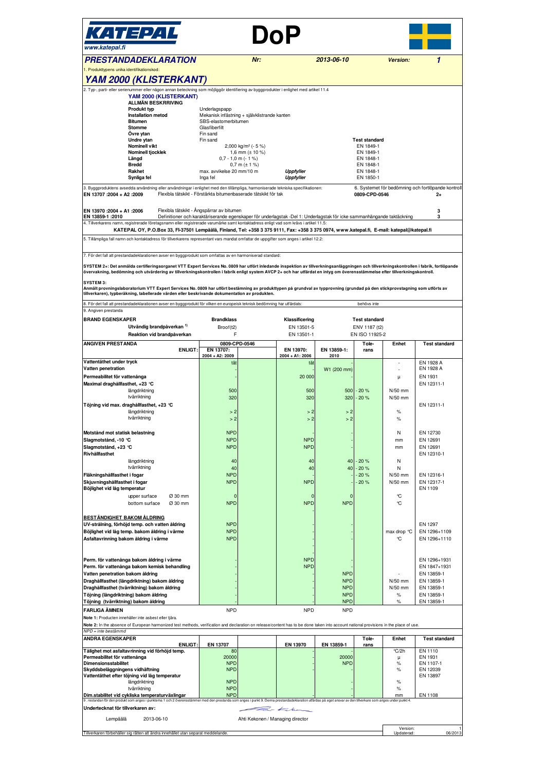**KATEPAL**
www.katepal.fi

# DoP

## PRESTANDADEKLARATION

Nr: 2013-06-10 Version: 1

1. Produkttypens unika identifikationskod:

## YAM 2000 (KLISTERKANT)

2. Typ-, parti- eller serienummer eller någon annan beteckning som möjliggör identifiering av byggprodukter i enlighet med artikel 11.4

**YAM 2000 (KLISTERKANT)**
**ALLMÄN BESKRRIVING**

| | | | Test standard |
|---|---|---|---|
| **Produkt typ** | Underlagspapp | | |
| **Installation metod** | Mekanisk infästning + självklistrande kanten | | |
| **Bitumen** | SBS-elastomerbitumen | | |
| **Stomme** | Glasfiberfilt | | |
| **Övre ytan** | Fin sand | | |
| **Undre ytan** | Fin sand | | |
| **Nominell vikt** | 2,000 kg/m² (- 5 %) | | EN 1849-1 |
| **Nominell tjocklek** | 1,6 mm (± 10 %) | | EN 1849-1 |
| **Längd** | 0,7 - 1,0 m (- 1 %) | | EN 1848-1 |
| **Bredd** | 0,7 m (± 1 %) | | EN 1848-1 |
| **Rakhet** | max. avvikelse 20 mm/10 m | *Uppfyller* | EN 1848-1 |
| **Synliga fel** | Inga fel | *Uppfyller* | EN 1850-1 |

3. Byggproduktens avsedda användning eller användningar i enlighet med den tillämpliga, harmoniserade tekniska specifikationen:

6. Systemet för bedömning och fortlöpande kontroll

| | | | |
|---|---|---|---|
| **EN 13707 :2004 + A2 :2009** | Flexibla tätskikt - Förstärkta bitumenbaserade tätskikt för tak | **0809-CPD-0546** | **2+** |
| **EN 13970 :2004 + A1 :2006** | Flexibla tätskikt - Ångspärrar av bitumen | | **3** |
| **EN 13859-1 :2010** | Definitioner och karaktäriserande egenskaper för underlagstak -Del 1: Underlagstak för icke sammanhängande taktäckning | | **3** |

4. Tillverkarens namn, registrerade företagsnamn eller registrerade varumärke samt kontaktadress enligt vad som krävs i artikel 11.5:

**KATEPAL OY, P.O.Box 33, FI-37501 Lempäälä, Finland, Tel: +358 3 375 9111, Fax: +358 3 375 0974, www.katepal.fi, E-mail: katepal@katepal.fi**

5. Tillämpliga fall namn och kontaktadress för tillverkarens representant vars mandat omfattar de uppgifter som anges i artikel 12.2:

7. För det fall att prestandadeklarationen avser en byggprodukt som omfattas av en harmoniserad standard:

**SYSTEM 2+: Det anmälda certifieringsorganet VTT Expert Services No. 0809 har utfört inledande inspektion av tillverkningsanläggningen och tillverkningskontrollen i fabrik, fortlöpande övervakning, bedömning och utvärdering av tillverkningskontrollen i fabrik enligt system AVCP 2+ och har utfärdat en intyg om överensstämmelse efter tillverkningskontroll.**

**SYSTEM 3:**
**Anmält provningslaboratorium VTT Expert Services No. 0809 har utfört bestämning av produkttypen på grundval av typprovning (grundad på den stickprovstagning som utförs av tillverkaren), typberäkning, tabellerade värden eller beskrivande dokumentation av produkten.**

8. För det fall att prestandadeklarationen avser en byggprodukt för vilken en europeisk teknisk bedömning har utfärdats: behövs inte

9. Angiven prestanda

| BRAND EGENSKAPER | Brandklass | Klassificering | Test standard |
|---|---|---|---|
| Utvändig brandpåverkan [1] | Broof(t2) | EN 13501-5 | ENV 1187 (t2) |
| Reaktion vid brandpåverkan | F | EN 13501-1 | EN ISO 11925-2 |

| ANGIVEN PRESTANDA | 0809-CPD-0546 | | | | | | |
|---|---|---|---|---|---|---|---|
| **ENLIGT:** | **EN 13707: 2004 + A2: 2009** | **EN 13970: 2004 + A1: 2006** | **EN 13859-1: 2010** | **Tole-rans** | **Enhet** | **Test standard** |
| **Vattentäthet under tryck** | tät | tät | - | | - | EN 1928 A |
| **Vatten penetration** | - | - | W1 (200 mm) | | - | EN 1928 A |
| **Permeabilitet för vattenånga** | - | 20 000 | - | | μ | EN 1931 |
| **Maximal draghållfasthet, +23 °C** | | | | | | EN 12311-1 |
| längdriktning | 500 | 500 | 500 | - 20 % | N/50 mm | |
| tvärriktning | 320 | 320 | 320 | - 20 % | N/50 mm | |
| **Töjning vid max. draghållfasthet, +23 °C** | | | | | | EN 12311-1 |
| längdriktning | > 2 | > 2 | > 2 | | % | |
| tvärriktning | > 2 | > 2 | > 2 | | % | |
| **Motstånd mot statisk belastning** | NPD | - | - | | N | EN 12730 |
| **Slagmotstånd, -10 °C** | NPD | NPD | - | | mm | EN 12691 |
| **Slagmotstånd, +23 °C** | NPD | NPD | - | | mm | EN 12691 |
| **Rivhållfasthet** | | | | | | EN 12310-1 |
| längdriktning | 40 | 40 | 40 | - 20 % | N | |
| tvärriktning | 40 | 40 | 40 | - 20 % | N | |
| **Fläkningshållfasthet i fogar** | NPD | - | - | - 20 % | N/50 mm | EN 12316-1 |
| **Skjuvningshållfasthet i fogar** | NPD | NPD | - | - 20 % | N/50 mm | EN 12317-1 |
| **Böjlighet vid låg temperatur** | | | | | | EN 1109 |
| upper surface Ø 30 mm | 0 | 0 | 0 | | °C | |
| bottom surface Ø 30 mm | NPD | NPD | NPD | | °C | |
| **BESTÄNDIGHET BAKOM ÅLDRING** | | | | | | |
| **UV-strålning, förhöjd temp. och vatten åldring** | NPD | - | - | | | EN 1297 |
| **Böjlighet vid låg temp. bakom åldring i värme** | NPD | - | - | | max drop °C | EN 1296+1109 |
| **Asfaltavrinning bakom åldring i värme** | NPD | - | - | | °C | EN 1296+1110 |
| **Perm. för vattenånga bakom åldring i värme** | - | NPD | - | | | EN 1296+1931 |
| **Perm. för vattenånga bakom kemisk behandling** | - | NPD | - | | | EN 1847+1931 |
| **Vatten penetration bakom åldring** | - | - | NPD | | - | EN 13859-1 |
| **Draghållfasthet (längdriktning) bakom åldring** | - | - | NPD | | N/50 mm | EN 13859-1 |
| **Draghållfasthet (tvärriktning) bakom åldring** | - | - | NPD | | N/50 mm | EN 13859-1 |
| **Töjning (längdriktning) bakom åldring** | - | - | NPD | | % | EN 13859-1 |
| **Töjning (tvärriktning) bakom åldring** | - | - | NPD | | % | EN 13859-1 |
| **FARLIGA ÄMNEN** | NPD | NPD | NPD | | | |

**Note 1:** Producten innehåller inte asbest eller tjära.

**Note 2:** In the absence of European harmonized test methods, verification and declaration on release/content has to be done taken into account national provisions in the place of use.

*NPD = inte bestämmd*

| ANDRA EGENSKAPER | | | | | | |
|---|---|---|---|---|---|---|
| **ENLIGT:** | **EN 13707** | **EN 13970** | **EN 13859-1** | **Tole-rans** | **Enhet** | **Test standard** |
| **Tålighet mot asfaltavrinning vid förhöjd temp.** | 80 | - | - | | °C/2h | EN 1110 |
| **Permeabilitet för vattenånga** | 20000 | - | 20000 | | μ | EN 1931 |
| **Dimensionsstabilitet** | NPD | - | NPD | | % | EN 1107-1 |
| **Skyddsbeläggningens vidhäftning** | NPD | - | - | | % | EN 12039 |
| **Vattentäthet efter töjning vid låg temperatur** | | | | | | EN 13897 |
| längdriktning | NPD | - | - | | % | |
| tvärriktning | NPD | - | - | | % | |
| **Dim.stabilitet vid cykliska temperaturväxlingar** | NPD | - | - | | mm | EN 1108 |

9 . restandan för den produkt som anges i punkterna 1 och 2 överensstämmer med den prestanda som anges i punkt 9. Denna prestandadeklaration utfärdas på eget ansvar av den tillverkare som anges under punkt 4.

**Undertecknat för tillverkaren av:**

Lempäälä 2013-06-10 Ahti Kekonen / Managing director

Tillverkaren förbehåller sig rätten att ändra innehållet utan separat meddelande.

Version: 1
Updaterad: 06/2013